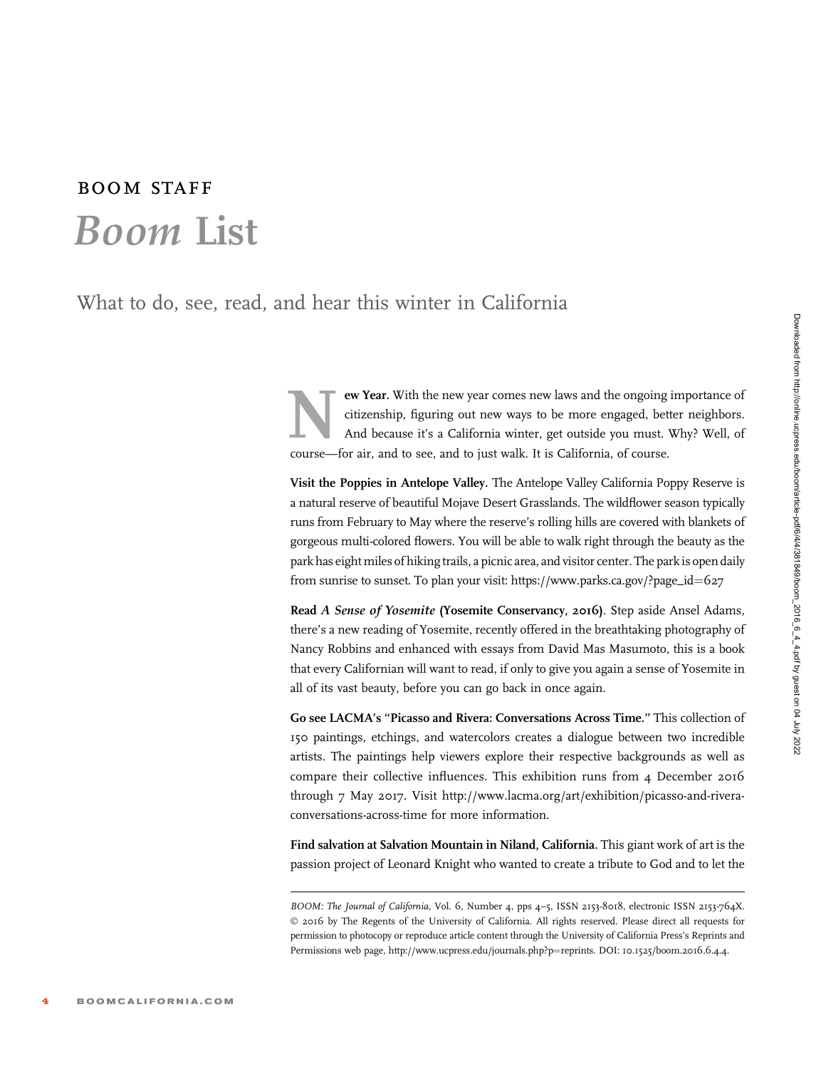BOOM STAFF

# *Boom* List

## What to do, see, read, and hear this winter in California

**New Year.** With the new year comes new laws and the ongoing importance of citizenship, figuring out new ways to be more engaged, better neighbors. And because it's a California winter, get outside you must. Why? Well, of course—for air, and to see, and to just walk. It is California, of course.

**Visit the Poppies in Antelope Valley.** The Antelope Valley California Poppy Reserve is a natural reserve of beautiful Mojave Desert Grasslands. The wildflower season typically runs from February to May where the reserve's rolling hills are covered with blankets of gorgeous multi-colored flowers. You will be able to walk right through the beauty as the park has eight miles of hiking trails, a picnic area, and visitor center. The park is open daily from sunrise to sunset. To plan your visit: https://www.parks.ca.gov/?page_id=627

**Read *A Sense of Yosemite* (Yosemite Conservancy, 2016).** Step aside Ansel Adams, there's a new reading of Yosemite, recently offered in the breathtaking photography of Nancy Robbins and enhanced with essays from David Mas Masumoto, this is a book that every Californian will want to read, if only to give you again a sense of Yosemite in all of its vast beauty, before you can go back in once again.

**Go see LACMA's "Picasso and Rivera: Conversations Across Time."** This collection of 150 paintings, etchings, and watercolors creates a dialogue between two incredible artists. The paintings help viewers explore their respective backgrounds as well as compare their collective influences. This exhibition runs from 4 December 2016 through 7 May 2017. Visit http://www.lacma.org/art/exhibition/picasso-and-rivera-conversations-across-time for more information.

**Find salvation at Salvation Mountain in Niland, California.** This giant work of art is the passion project of Leonard Knight who wanted to create a tribute to God and to let the

---

*BOOM: The Journal of California*, Vol. 6, Number 4, pps 4–5, ISSN 2153-8018, electronic ISSN 2153-764X. © 2016 by The Regents of the University of California. All rights reserved. Please direct all requests for permission to photocopy or reproduce article content through the University of California Press's Reprints and Permissions web page, http://www.ucpress.edu/journals.php?p=reprints. DOI: 10.1525/boom.2016.6.4.4.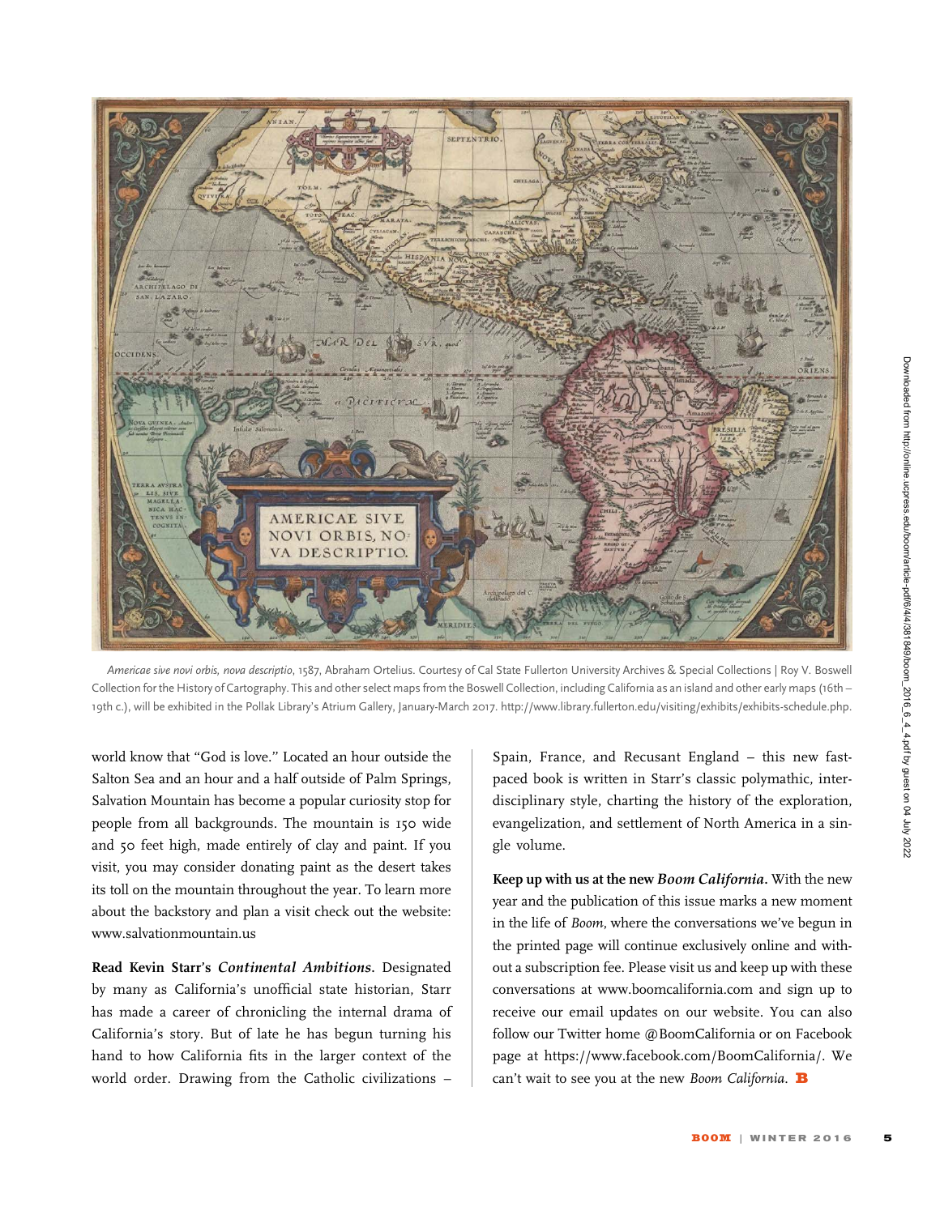*Americae sive novi orbis, nova descriptio*, 1587, Abraham Ortelius. Courtesy of Cal State Fullerton University Archives & Special Collections | Roy V. Boswell Collection for the History of Cartography. This and other select maps from the Boswell Collection, including California as an island and other early maps (16th – 19th c.), will be exhibited in the Pollak Library's Atrium Gallery, January-March 2017. http://www.library.fullerton.edu/visiting/exhibits/exhibits-schedule.php.

world know that "God is love." Located an hour outside the Salton Sea and an hour and a half outside of Palm Springs, Salvation Mountain has become a popular curiosity stop for people from all backgrounds. The mountain is 150 wide and 50 feet high, made entirely of clay and paint. If you visit, you may consider donating paint as the desert takes its toll on the mountain throughout the year. To learn more about the backstory and plan a visit check out the website: www.salvationmountain.us

**Read Kevin Starr's *Continental Ambitions*.** Designated by many as California's unofficial state historian, Starr has made a career of chronicling the internal drama of California's story. But of late he has begun turning his hand to how California fits in the larger context of the world order. Drawing from the Catholic civilizations – Spain, France, and Recusant England – this new fast-paced book is written in Starr's classic polymathic, interdisciplinary style, charting the history of the exploration, evangelization, and settlement of North America in a single volume.

**Keep up with us at the new *Boom California*.** With the new year and the publication of this issue marks a new moment in the life of *Boom*, where the conversations we've begun in the printed page will continue exclusively online and without a subscription fee. Please visit us and keep up with these conversations at www.boomcalifornia.com and sign up to receive our email updates on our website. You can also follow our Twitter home @BoomCalifornia or on Facebook page at https://www.facebook.com/BoomCalifornia/. We can't wait to see you at the new *Boom California*. **B**